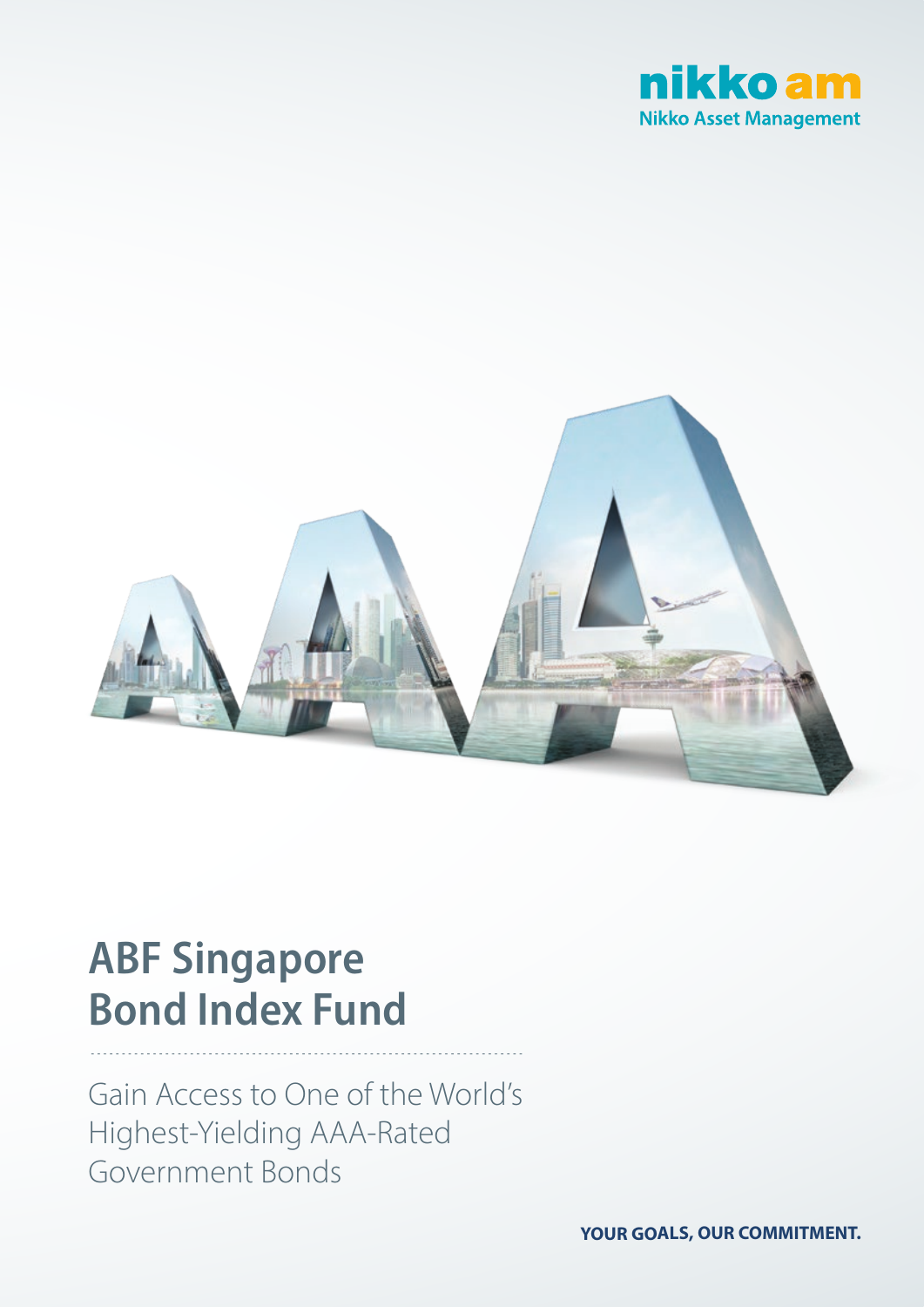nikko am
Nikko Asset Management

# ABF Singapore Bond Index Fund

Gain Access to One of the World's Highest-Yielding AAA-Rated Government Bonds

**YOUR GOALS, OUR COMMITMENT.**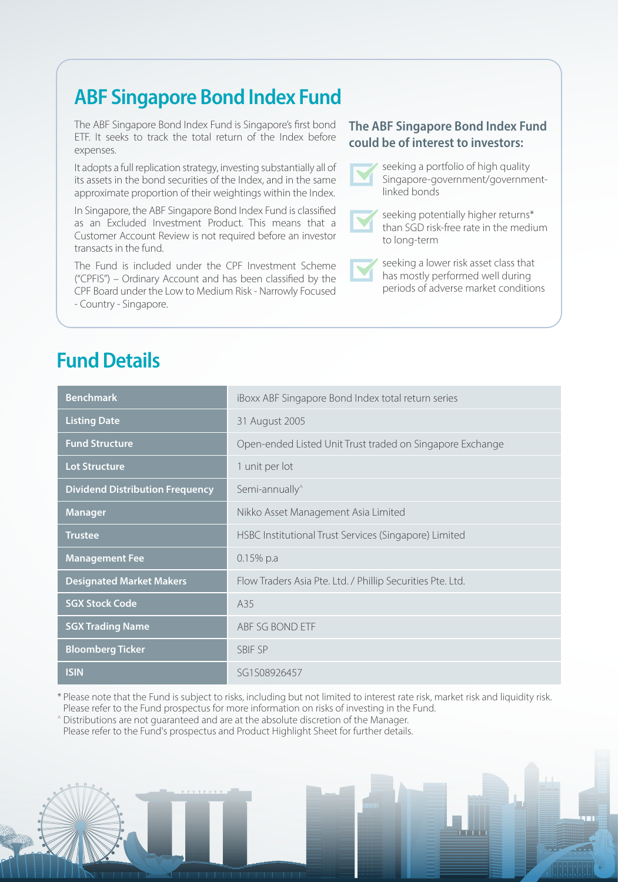## ABF Singapore Bond Index Fund

The ABF Singapore Bond Index Fund is Singapore's first bond ETF. It seeks to track the total return of the Index before expenses.

It adopts a full replication strategy, investing substantially all of its assets in the bond securities of the Index, and in the same approximate proportion of their weightings within the Index.

In Singapore, the ABF Singapore Bond Index Fund is classified as an Excluded Investment Product. This means that a Customer Account Review is not required before an investor transacts in the fund.

The Fund is included under the CPF Investment Scheme ("CPFIS") – Ordinary Account and has been classified by the CPF Board under the Low to Medium Risk - Narrowly Focused - Country - Singapore.

### The ABF Singapore Bond Index Fund could be of interest to investors:

- seeking a portfolio of high quality Singapore-government/government-linked bonds
- seeking potentially higher returns* than SGD risk-free rate in the medium to long-term
- seeking a lower risk asset class that has mostly performed well during periods of adverse market conditions

## Fund Details

| | |
|---|---|
| **Benchmark** | iBoxx ABF Singapore Bond Index total return series |
| **Listing Date** | 31 August 2005 |
| **Fund Structure** | Open-ended Listed Unit Trust traded on Singapore Exchange |
| **Lot Structure** | 1 unit per lot |
| **Dividend Distribution Frequency** | Semi-annually^ |
| **Manager** | Nikko Asset Management Asia Limited |
| **Trustee** | HSBC Institutional Trust Services (Singapore) Limited |
| **Management Fee** | 0.15% p.a |
| **Designated Market Makers** | Flow Traders Asia Pte. Ltd. / Phillip Securities Pte. Ltd. |
| **SGX Stock Code** | A35 |
| **SGX Trading Name** | ABF SG BOND ETF |
| **Bloomberg Ticker** | SBIF SP |
| **ISIN** | SG1S08926457 |

* Please note that the Fund is subject to risks, including but not limited to interest rate risk, market risk and liquidity risk. Please refer to the Fund prospectus for more information on risks of investing in the Fund.

^ Distributions are not guaranteed and are at the absolute discretion of the Manager. Please refer to the Fund's prospectus and Product Highlight Sheet for further details.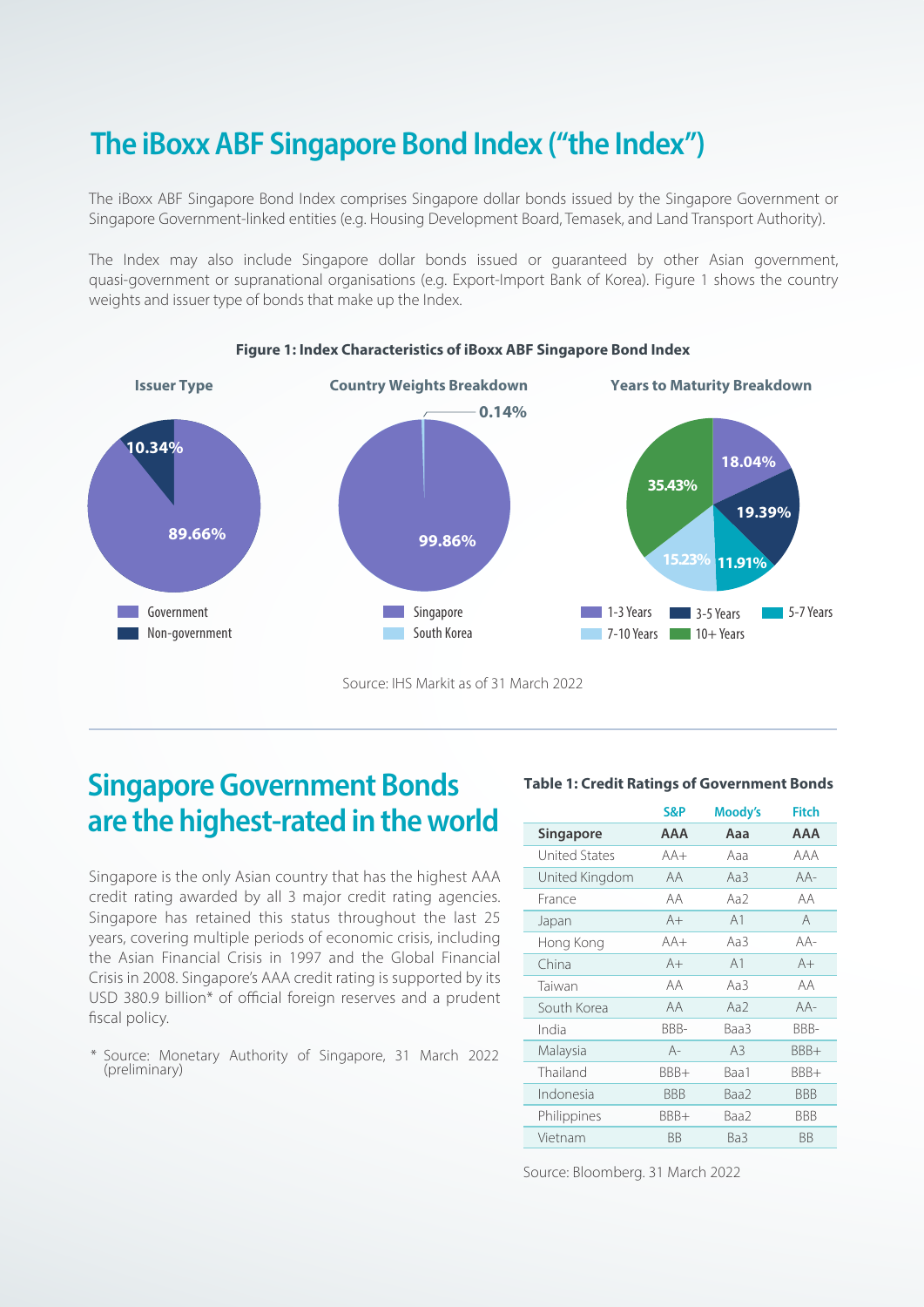# The iBoxx ABF Singapore Bond Index ("the Index")

The iBoxx ABF Singapore Bond Index comprises Singapore dollar bonds issued by the Singapore Government or Singapore Government-linked entities (e.g. Housing Development Board, Temasek, and Land Transport Authority).

The Index may also include Singapore dollar bonds issued or guaranteed by other Asian government, quasi-government or supranational organisations (e.g. Export-Import Bank of Korea). Figure 1 shows the country weights and issuer type of bonds that make up the Index.

**Figure 1: Index Characteristics of iBoxx ABF Singapore Bond Index**

**Issuer Type**

| Issuer Type | Weight |
|---|---|
| Government | 89.66% |
| Non-government | 10.34% |

**Country Weights Breakdown**

| Country | Weight |
|---|---|
| Singapore | 99.86% |
| South Korea | 0.14% |

**Years to Maturity Breakdown**

| Years to Maturity | Weight |
|---|---|
| 1-3 Years | 18.04% |
| 3-5 Years | 19.39% |
| 5-7 Years | 11.91% |
| 7-10 Years | 15.23% |
| 10+ Years | 35.43% |

Source: IHS Markit as of 31 March 2022

## Singapore Government Bonds are the highest-rated in the world

Singapore is the only Asian country that has the highest AAA credit rating awarded by all 3 major credit rating agencies. Singapore has retained this status throughout the last 25 years, covering multiple periods of economic crisis, including the Asian Financial Crisis in 1997 and the Global Financial Crisis in 2008. Singapore's AAA credit rating is supported by its USD 380.9 billion* of official foreign reserves and a prudent fiscal policy.

\* Source: Monetary Authority of Singapore, 31 March 2022 (preliminary)

**Table 1: Credit Ratings of Government Bonds**

| | S&P | Moody's | Fitch |
|---|---|---|---|
| **Singapore** | **AAA** | **Aaa** | **AAA** |
| United States | AA+ | Aaa | AAA |
| United Kingdom | AA | Aa3 | AA- |
| France | AA | Aa2 | AA |
| Japan | A+ | A1 | A |
| Hong Kong | AA+ | Aa3 | AA- |
| China | A+ | A1 | A+ |
| Taiwan | AA | Aa3 | AA |
| South Korea | AA | Aa2 | AA- |
| India | BBB- | Baa3 | BBB- |
| Malaysia | A- | A3 | BBB+ |
| Thailand | BBB+ | Baa1 | BBB+ |
| Indonesia | BBB | Baa2 | BBB |
| Philippines | BBB+ | Baa2 | BBB |
| Vietnam | BB | Ba3 | BB |

Source: Bloomberg. 31 March 2022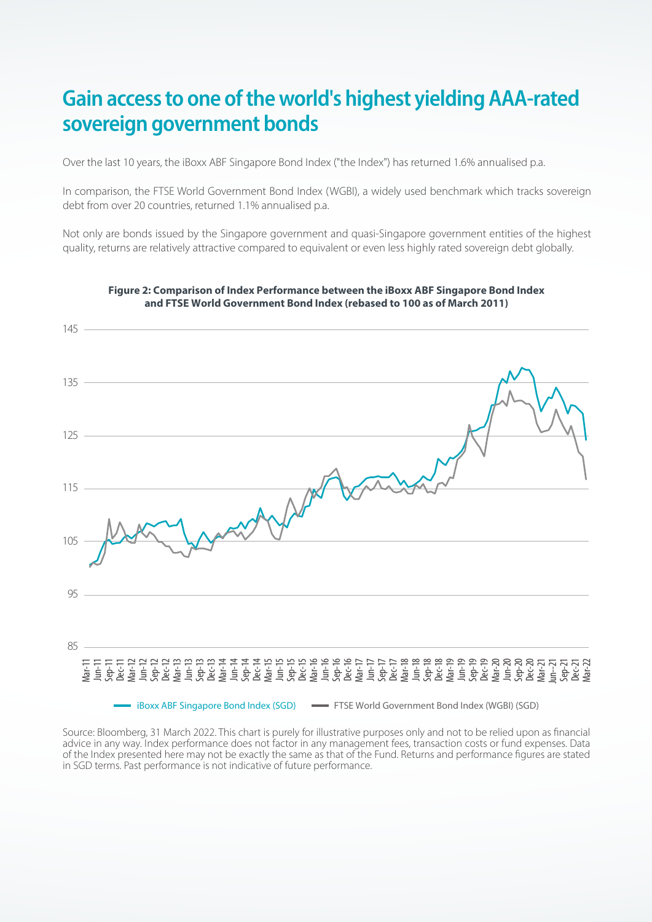# Gain access to one of the world's highest yielding AAA-rated sovereign government bonds

Over the last 10 years, the iBoxx ABF Singapore Bond Index ("the Index") has returned 1.6% annualised p.a.

In comparison, the FTSE World Government Bond Index (WGBI), a widely used benchmark which tracks sovereign debt from over 20 countries, returned 1.1% annualised p.a.

Not only are bonds issued by the Singapore government and quasi-Singapore government entities of the highest quality, returns are relatively attractive compared to equivalent or even less highly rated sovereign debt globally.

**Figure 2: Comparison of Index Performance between the iBoxx ABF Singapore Bond Index and FTSE World Government Bond Index (rebased to 100 as of March 2011)**

Source: Bloomberg, 31 March 2022. This chart is purely for illustrative purposes only and not to be relied upon as financial advice in any way. Index performance does not factor in any management fees, transaction costs or fund expenses. Data of the Index presented here may not be exactly the same as that of the Fund. Returns and performance figures are stated in SGD terms. Past performance is not indicative of future performance.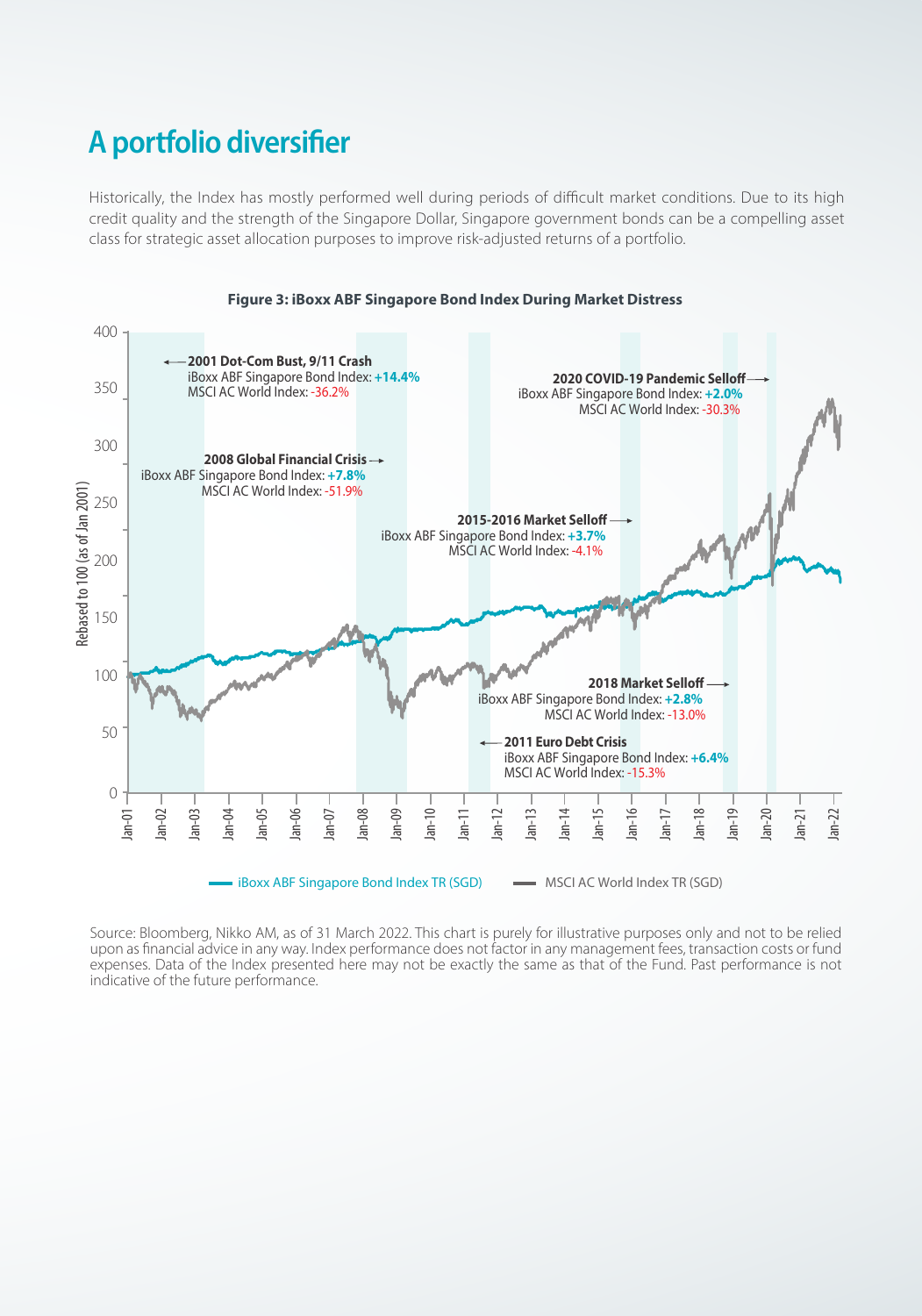# A portfolio diversifier

Historically, the Index has mostly performed well during periods of difficult market conditions. Due to its high credit quality and the strength of the Singapore Dollar, Singapore government bonds can be a compelling asset class for strategic asset allocation purposes to improve risk-adjusted returns of a portfolio.

**Figure 3: iBoxx ABF Singapore Bond Index During Market Distress**

| Period | iBoxx ABF Singapore Bond Index | MSCI AC World Index |
| --- | --- | --- |
| 2001 Dot-Com Bust, 9/11 Crash | +14.4% | -36.2% |
| 2008 Global Financial Crisis | +7.8% | -51.9% |
| 2011 Euro Debt Crisis | +6.4% | -15.3% |
| 2015-2016 Market Selloff | +3.7% | -4.1% |
| 2018 Market Selloff | +2.8% | -13.0% |
| 2020 COVID-19 Pandemic Selloff | +2.0% | -30.3% |

Source: Bloomberg, Nikko AM, as of 31 March 2022. This chart is purely for illustrative purposes only and not to be relied upon as financial advice in any way. Index performance does not factor in any management fees, transaction costs or fund expenses. Data of the Index presented here may not be exactly the same as that of the Fund. Past performance is not indicative of the future performance.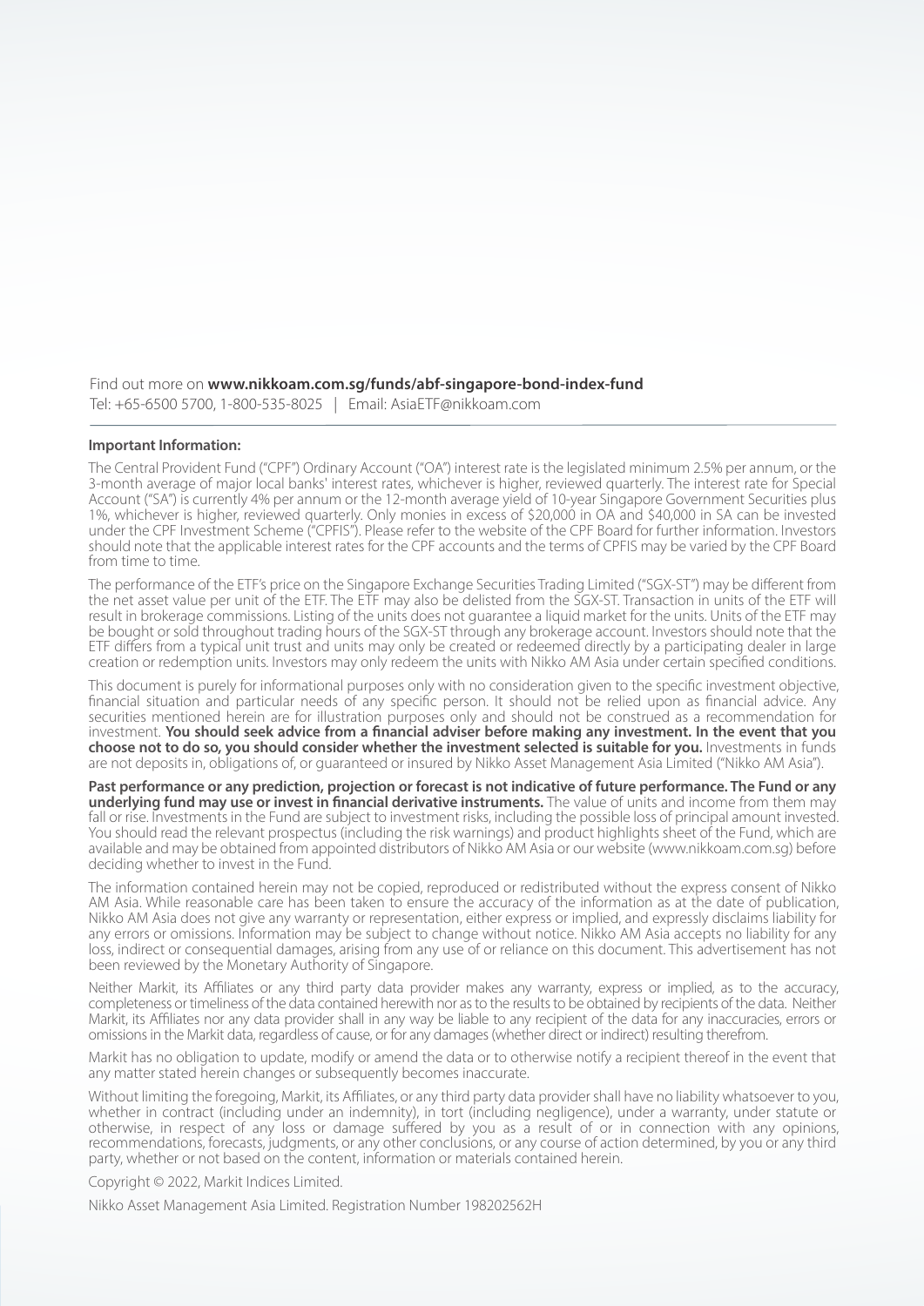Find out more on **www.nikkoam.com.sg/funds/abf-singapore-bond-index-fund**
Tel: +65-6500 5700, 1-800-535-8025 | Email: AsiaETF@nikkoam.com

**Important Information:**

The Central Provident Fund ("CPF") Ordinary Account ("OA") interest rate is the legislated minimum 2.5% per annum, or the 3-month average of major local banks' interest rates, whichever is higher, reviewed quarterly. The interest rate for Special Account ("SA") is currently 4% per annum or the 12-month average yield of 10-year Singapore Government Securities plus 1%, whichever is higher, reviewed quarterly. Only monies in excess of $20,000 in OA and $40,000 in SA can be invested under the CPF Investment Scheme ("CPFIS"). Please refer to the website of the CPF Board for further information. Investors should note that the applicable interest rates for the CPF accounts and the terms of CPFIS may be varied by the CPF Board from time to time.

The performance of the ETF's price on the Singapore Exchange Securities Trading Limited ("SGX-ST") may be different from the net asset value per unit of the ETF. The ETF may also be delisted from the SGX-ST. Transaction in units of the ETF will result in brokerage commissions. Listing of the units does not guarantee a liquid market for the units. Units of the ETF may be bought or sold throughout trading hours of the SGX-ST through any brokerage account. Investors should note that the ETF differs from a typical unit trust and units may only be created or redeemed directly by a participating dealer in large creation or redemption units. Investors may only redeem the units with Nikko AM Asia under certain specified conditions.

This document is purely for informational purposes only with no consideration given to the specific investment objective, financial situation and particular needs of any specific person. It should not be relied upon as financial advice. Any securities mentioned herein are for illustration purposes only and should not be construed as a recommendation for investment. **You should seek advice from a financial adviser before making any investment. In the event that you choose not to do so, you should consider whether the investment selected is suitable for you.** Investments in funds are not deposits in, obligations of, or guaranteed or insured by Nikko Asset Management Asia Limited ("Nikko AM Asia").

**Past performance or any prediction, projection or forecast is not indicative of future performance. The Fund or any underlying fund may use or invest in financial derivative instruments.** The value of units and income from them may fall or rise. Investments in the Fund are subject to investment risks, including the possible loss of principal amount invested. You should read the relevant prospectus (including the risk warnings) and product highlights sheet of the Fund, which are available and may be obtained from appointed distributors of Nikko AM Asia or our website (www.nikkoam.com.sg) before deciding whether to invest in the Fund.

The information contained herein may not be copied, reproduced or redistributed without the express consent of Nikko AM Asia. While reasonable care has been taken to ensure the accuracy of the information as at the date of publication, Nikko AM Asia does not give any warranty or representation, either express or implied, and expressly disclaims liability for any errors or omissions. Information may be subject to change without notice. Nikko AM Asia accepts no liability for any loss, indirect or consequential damages, arising from any use of or reliance on this document. This advertisement has not been reviewed by the Monetary Authority of Singapore.

Neither Markit, its Affiliates or any third party data provider makes any warranty, express or implied, as to the accuracy, completeness or timeliness of the data contained herewith nor as to the results to be obtained by recipients of the data. Neither Markit, its Affiliates nor any data provider shall in any way be liable to any recipient of the data for any inaccuracies, errors or omissions in the Markit data, regardless of cause, or for any damages (whether direct or indirect) resulting therefrom.

Markit has no obligation to update, modify or amend the data or to otherwise notify a recipient thereof in the event that any matter stated herein changes or subsequently becomes inaccurate.

Without limiting the foregoing, Markit, its Affiliates, or any third party data provider shall have no liability whatsoever to you, whether in contract (including under an indemnity), in tort (including negligence), under a warranty, under statute or otherwise, in respect of any loss or damage suffered by you as a result of or in connection with any opinions, recommendations, forecasts, judgments, or any other conclusions, or any course of action determined, by you or any third party, whether or not based on the content, information or materials contained herein.

Copyright © 2022, Markit Indices Limited.

Nikko Asset Management Asia Limited. Registration Number 198202562H